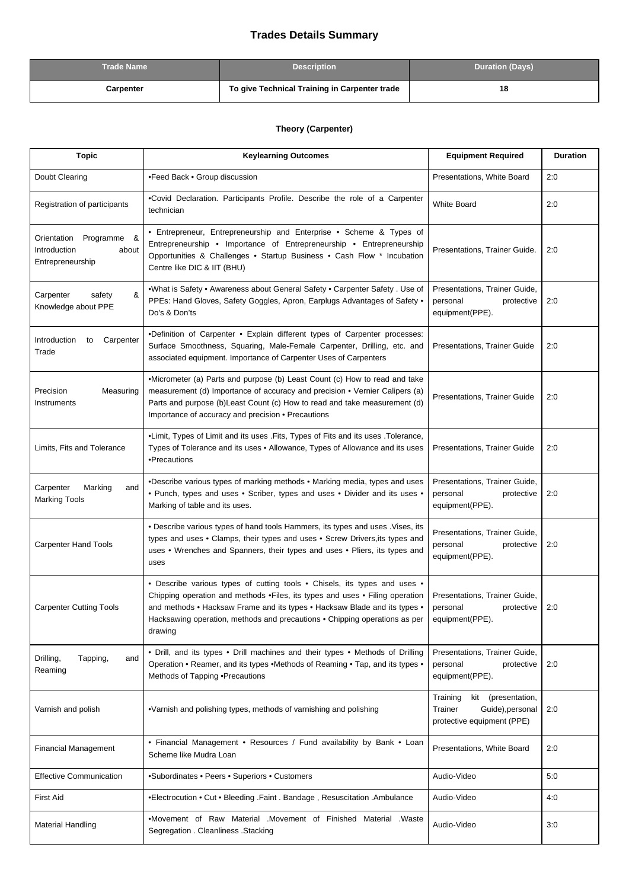# Trades Details Summary

| Trade Name | Description | Duration (Days) |
|---|---|---|
| Carpenter | To give Technical Training in Carpenter trade | 18 |

### Theory (Carpenter)

| Topic | Keylearning Outcomes | Equipment Required | Duration |
|---|---|---|---|
| Doubt Clearing | •Feed Back • Group discussion | Presentations, White Board | 2:0 |
| Registration of participants | •Covid Declaration. Participants Profile. Describe the role of a Carpenter technician | White Board | 2:0 |
| Orientation Programme & Introduction about Entrepreneurship | • Entrepreneur, Entrepreneurship and Enterprise • Scheme & Types of Entrepreneurship • Importance of Entrepreneurship • Entrepreneurship Opportunities & Challenges • Startup Business • Cash Flow * Incubation Centre like DIC & IIT (BHU) | Presentations, Trainer Guide. | 2:0 |
| Carpenter safety & Knowledge about PPE | •What is Safety • Awareness about General Safety • Carpenter Safety . Use of PPEs: Hand Gloves, Safety Goggles, Apron, Earplugs Advantages of Safety • Do's & Don'ts | Presentations, Trainer Guide, personal protective equipment(PPE). | 2:0 |
| Introduction to Carpenter Trade | •Definition of Carpenter • Explain different types of Carpenter processes: Surface Smoothness, Squaring, Male-Female Carpenter, Drilling, etc. and associated equipment. Importance of Carpenter Uses of Carpenters | Presentations, Trainer Guide | 2:0 |
| Precision Measuring Instruments | •Micrometer (a) Parts and purpose (b) Least Count (c) How to read and take measurement (d) Importance of accuracy and precision • Vernier Calipers (a) Parts and purpose (b)Least Count (c) How to read and take measurement (d) Importance of accuracy and precision • Precautions | Presentations, Trainer Guide | 2:0 |
| Limits, Fits and Tolerance | •Limit, Types of Limit and its uses .Fits, Types of Fits and its uses .Tolerance, Types of Tolerance and its uses • Allowance, Types of Allowance and its uses •Precautions | Presentations, Trainer Guide | 2:0 |
| Carpenter Marking and Marking Tools | •Describe various types of marking methods • Marking media, types and uses • Punch, types and uses • Scriber, types and uses • Divider and its uses • Marking of table and its uses. | Presentations, Trainer Guide, personal protective equipment(PPE). | 2:0 |
| Carpenter Hand Tools | • Describe various types of hand tools Hammers, its types and uses .Vises, its types and uses • Clamps, their types and uses • Screw Drivers,its types and uses • Wrenches and Spanners, their types and uses • Pliers, its types and uses | Presentations, Trainer Guide, personal protective equipment(PPE). | 2:0 |
| Carpenter Cutting Tools | • Describe various types of cutting tools • Chisels, its types and uses • Chipping operation and methods •Files, its types and uses • Filing operation and methods • Hacksaw Frame and its types • Hacksaw Blade and its types • Hacksawing operation, methods and precautions • Chipping operations as per drawing | Presentations, Trainer Guide, personal protective equipment(PPE). | 2:0 |
| Drilling, Tapping, and Reaming | • Drill, and its types • Drill machines and their types • Methods of Drilling Operation • Reamer, and its types •Methods of Reaming • Tap, and its types • Methods of Tapping •Precautions | Presentations, Trainer Guide, personal protective equipment(PPE). | 2:0 |
| Varnish and polish | •Varnish and polishing types, methods of varnishing and polishing | Training kit (presentation, Trainer Guide),personal protective equipment (PPE) | 2:0 |
| Financial Management | • Financial Management • Resources / Fund availability by Bank • Loan Scheme like Mudra Loan | Presentations, White Board | 2:0 |
| Effective Communication | •Subordinates • Peers • Superiors • Customers | Audio-Video | 5:0 |
| First Aid | •Electrocution • Cut • Bleeding .Faint . Bandage , Resuscitation .Ambulance | Audio-Video | 4:0 |
| Material Handling | •Movement of Raw Material .Movement of Finished Material .Waste Segregation . Cleanliness .Stacking | Audio-Video | 3:0 |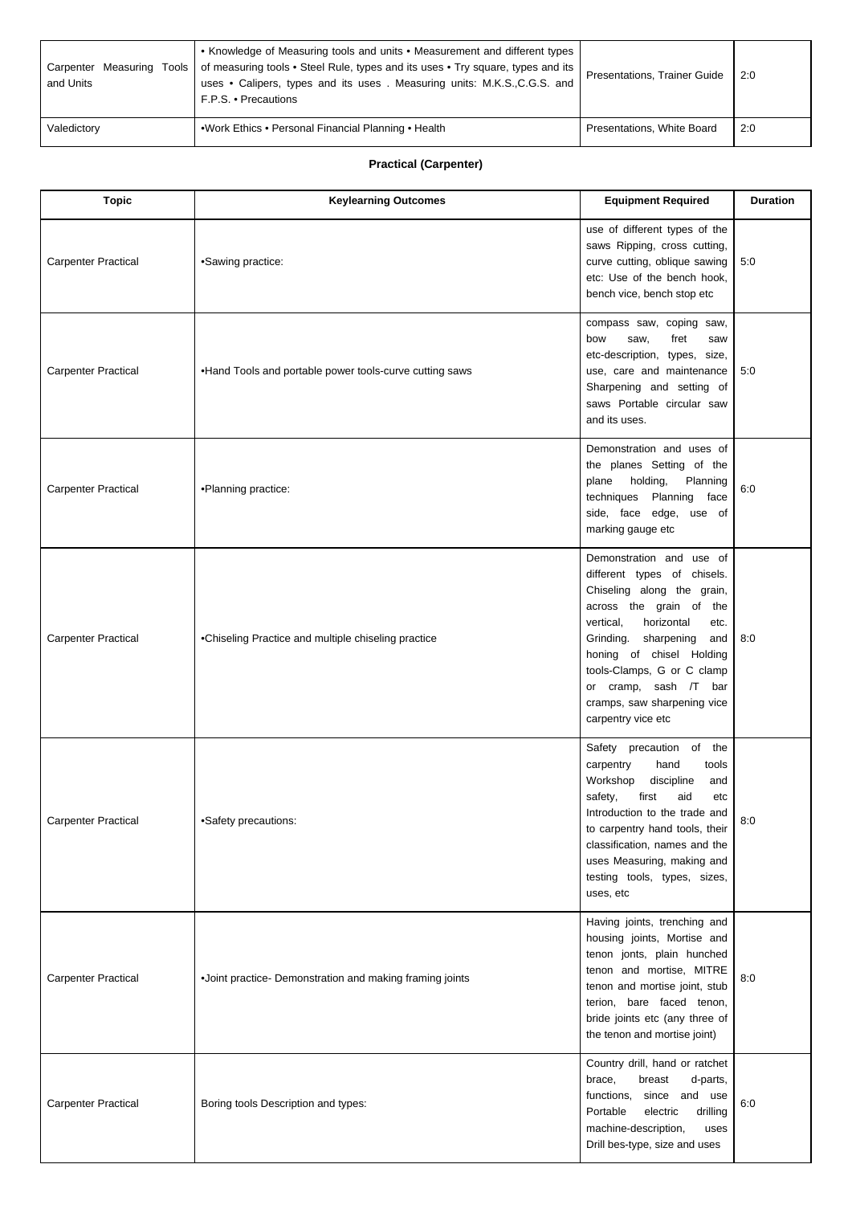| Carpenter Measuring Tools and Units | • Knowledge of Measuring tools and units • Measurement and different types of measuring tools • Steel Rule, types and its uses • Try square, types and its uses • Calipers, types and its uses . Measuring units: M.K.S.,C.G.S. and F.P.S. • Precautions | Presentations, Trainer Guide | 2:0 |
|---|---|---|---|
| Valedictory | •Work Ethics • Personal Financial Planning • Health | Presentations, White Board | 2:0 |

**Practical (Carpenter)**

| Topic | Keylearning Outcomes | Equipment Required | Duration |
|---|---|---|---|
| Carpenter Practical | •Sawing practice: | use of different types of the saws Ripping, cross cutting, curve cutting, oblique sawing etc: Use of the bench hook, bench vice, bench stop etc | 5:0 |
| Carpenter Practical | •Hand Tools and portable power tools-curve cutting saws | compass saw, coping saw, bow saw, fret saw etc-description, types, size, use, care and maintenance Sharpening and setting of saws Portable circular saw and its uses. | 5:0 |
| Carpenter Practical | •Planning practice: | Demonstration and uses of the planes Setting of the plane holding, Planning techniques Planning face side, face edge, use of marking gauge etc | 6:0 |
| Carpenter Practical | •Chiseling Practice and multiple chiseling practice | Demonstration and use of different types of chisels. Chiseling along the grain, across the grain of the vertical, horizontal etc. Grinding. sharpening and honing of chisel Holding tools-Clamps, G or C clamp or cramp, sash /T bar cramps, saw sharpening vice carpentry vice etc | 8:0 |
| Carpenter Practical | •Safety precautions: | Safety precaution of the carpentry hand tools Workshop discipline and safety, first aid etc Introduction to the trade and to carpentry hand tools, their classification, names and the uses Measuring, making and testing tools, types, sizes, uses, etc | 8:0 |
| Carpenter Practical | •Joint practice- Demonstration and making framing joints | Having joints, trenching and housing joints, Mortise and tenon jonts, plain hunched tenon and mortise, MITRE tenon and mortise joint, stub terion, bare faced tenon, bride joints etc (any three of the tenon and mortise joint) | 8:0 |
| Carpenter Practical | Boring tools Description and types: | Country drill, hand or ratchet brace, breast d-parts, functions, since and use Portable electric drilling machine-description, uses Drill bes-type, size and uses | 6:0 |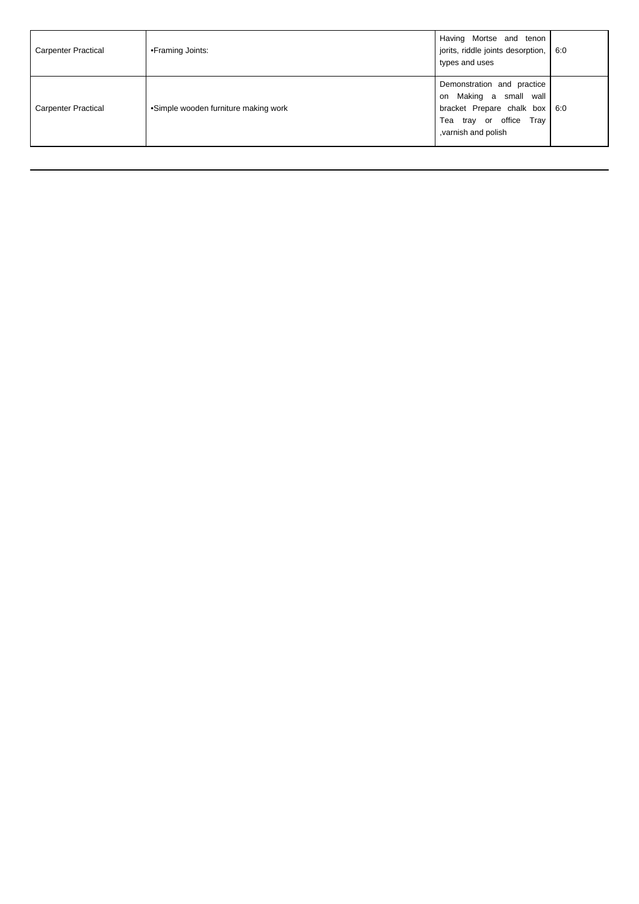| | | | |
|---|---|---|---|
| Carpenter Practical | •Framing Joints: | Having Mortse and tenon jorits, riddle joints desorption, types and uses | 6:0 |
| Carpenter Practical | •Simple wooden furniture making work | Demonstration and practice on Making a small wall bracket Prepare chalk box Tea tray or office Tray ,varnish and polish | 6:0 |